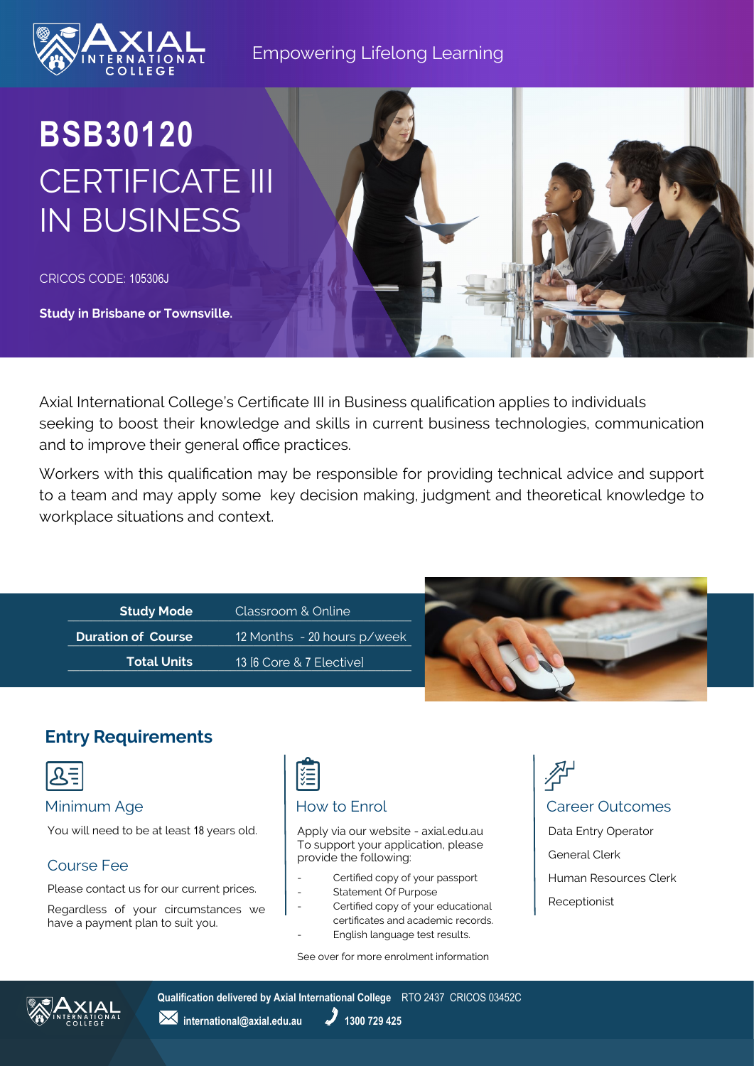Empowering Lifelong Learning

# BSB30120 CERTIFICATE III IN BUSINESS

CRICOS CODE: 105306J

**Study in Brisbane or Townsville.**

Axial International College's Certificate III in Business qualification applies to individuals seeking to boost their knowledge and skills in current business technologies, communication and to improve their general office practices.

Workers with this qualification may be responsible for providing technical advice and support to a team and may apply some key decision making, judgment and theoretical knowledge to workplace situations and context.

| | |
|---|---|
| **Study Mode** | Classroom & Online |
| **Duration of Course** | 12 Months - 20 hours p/week |
| **Total Units** | 13 [6 Core & 7 Elective] |

## Entry Requirements

### Minimum Age

You will need to be at least 18 years old.

### Course Fee

Please contact us for our current prices.

Regardless of your circumstances we have a payment plan to suit you.

### How to Enrol

Apply via our website - axial.edu.au
To support your application, please provide the following:

- Certified copy of your passport
- Statement Of Purpose
- Certified copy of your educational certificates and academic records.
- English language test results.

See over for more enrolment information

### Career Outcomes

- Data Entry Operator
- General Clerk
- Human Resources Clerk
- Receptionist

**Qualification delivered by Axial International College** RTO 2437 CRICOS 03452C

international@axial.edu.au 1300 729 425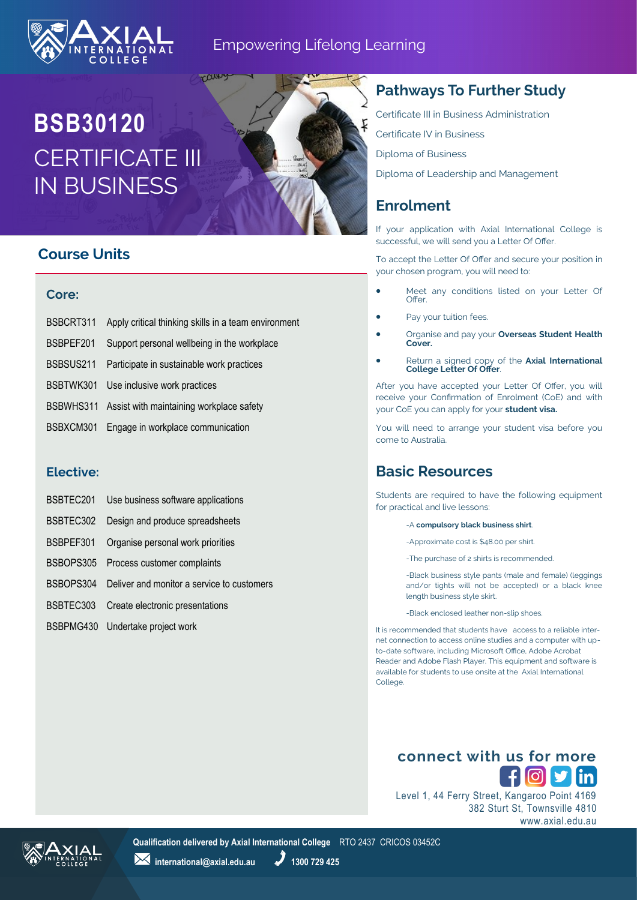Empowering Lifelong Learning

# BSB30120 CERTIFICATE III IN BUSINESS

## Course Units

### Core:

| | |
|---|---|
| BSBCRT311 | Apply critical thinking skills in a team environment |
| BSBPEF201 | Support personal wellbeing in the workplace |
| BSBSUS211 | Participate in sustainable work practices |
| BSBTWK301 | Use inclusive work practices |
| BSBWHS311 | Assist with maintaining workplace safety |
| BSBXCM301 | Engage in workplace communication |

### Elective:

| | |
|---|---|
| BSBTEC201 | Use business software applications |
| BSBTEC302 | Design and produce spreadsheets |
| BSBPEF301 | Organise personal work priorities |
| BSBOPS305 | Process customer complaints |
| BSBOPS304 | Deliver and monitor a service to customers |
| BSBTEC303 | Create electronic presentations |
| BSBPMG430 | Undertake project work |

## Pathways To Further Study

Certificate III in Business Administration

Certificate IV in Business

Diploma of Business

Diploma of Leadership and Management

## Enrolment

If your application with Axial International College is successful, we will send you a Letter Of Offer.

To accept the Letter Of Offer and secure your position in your chosen program, you will need to:

- Meet any conditions listed on your Letter Of Offer.
- Pay your tuition fees.
- Organise and pay your **Overseas Student Health Cover.**
- Return a signed copy of the **Axial International College Letter Of Offer**.

After you have accepted your Letter Of Offer, you will receive your Confirmation of Enrolment (CoE) and with your CoE you can apply for your **student visa.**

You will need to arrange your student visa before you come to Australia.

## Basic Resources

Students are required to have the following equipment for practical and live lessons:

-A **compulsory black business shirt**.

-Approximate cost is $48.00 per shirt.

-The purchase of 2 shirts is recommended.

-Black business style pants (male and female) (leggings and/or tights will not be accepted) or a black knee length business style skirt.

-Black enclosed leather non-slip shoes.

It is recommended that students have access to a reliable internet connection to access online studies and a computer with up-to-date software, including Microsoft Office, Adobe Acrobat Reader and Adobe Flash Player. This equipment and software is available for students to use onsite at the Axial International College.

**connect with us for more**

Level 1, 44 Ferry Street, Kangaroo Point 4169
382 Sturt St, Townsville 4810
www.axial.edu.au

**Qualification delivered by Axial International College** RTO 2437 CRICOS 03452C

**international@axial.edu.au** **1300 729 425**